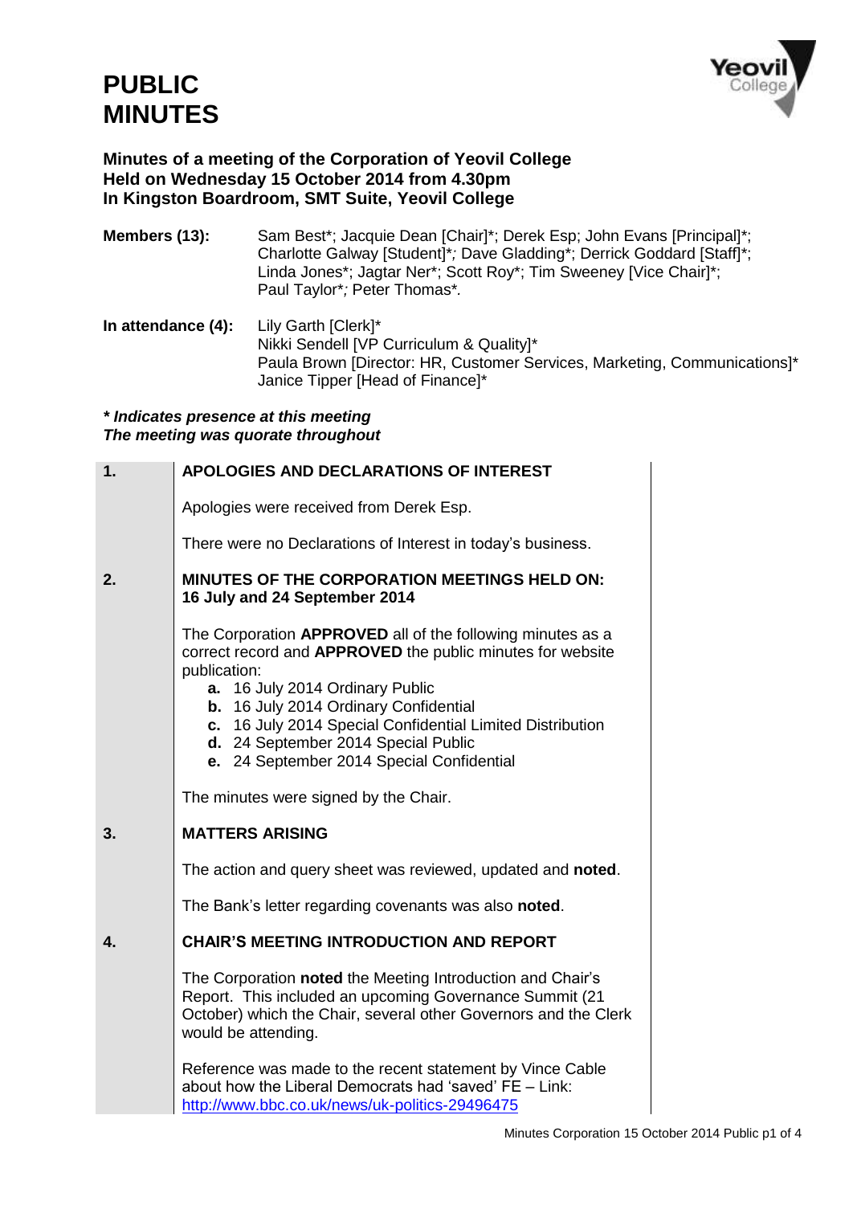# PUBLIC MINUTES

**Minutes of a meeting of the Corporation of Yeovil College**
**Held on Wednesday 15 October 2014 from 4.30pm**
**In Kingston Boardroom, SMT Suite, Yeovil College**

**Members (13):** Sam Best*; Jacquie Dean [Chair]*; Derek Esp; John Evans [Principal]*; Charlotte Galway [Student]*; Dave Gladding*; Derrick Goddard [Staff]*; Linda Jones*; Jagtar Ner*; Scott Roy*; Tim Sweeney [Vice Chair]*; Paul Taylor*; Peter Thomas*.

**In attendance (4):** Lily Garth [Clerk]*
Nikki Sendell [VP Curriculum & Quality]*
Paula Brown [Director: HR, Customer Services, Marketing, Communications]*
Janice Tipper [Head of Finance]*

***\* Indicates presence at this meeting***
***The meeting was quorate throughout***

## 1. APOLOGIES AND DECLARATIONS OF INTEREST

Apologies were received from Derek Esp.

There were no Declarations of Interest in today's business.

## 2. MINUTES OF THE CORPORATION MEETINGS HELD ON: 16 July and 24 September 2014

The Corporation **APPROVED** all of the following minutes as a correct record and **APPROVED** the public minutes for website publication:

- **a.** 16 July 2014 Ordinary Public
- **b.** 16 July 2014 Ordinary Confidential
- **c.** 16 July 2014 Special Confidential Limited Distribution
- **d.** 24 September 2014 Special Public
- **e.** 24 September 2014 Special Confidential

The minutes were signed by the Chair.

## 3. MATTERS ARISING

The action and query sheet was reviewed, updated and **noted**.

The Bank's letter regarding covenants was also **noted**.

## 4. CHAIR'S MEETING INTRODUCTION AND REPORT

The Corporation **noted** the Meeting Introduction and Chair's Report. This included an upcoming Governance Summit (21 October) which the Chair, several other Governors and the Clerk would be attending.

Reference was made to the recent statement by Vince Cable about how the Liberal Democrats had 'saved' FE – Link: http://www.bbc.co.uk/news/uk-politics-29496475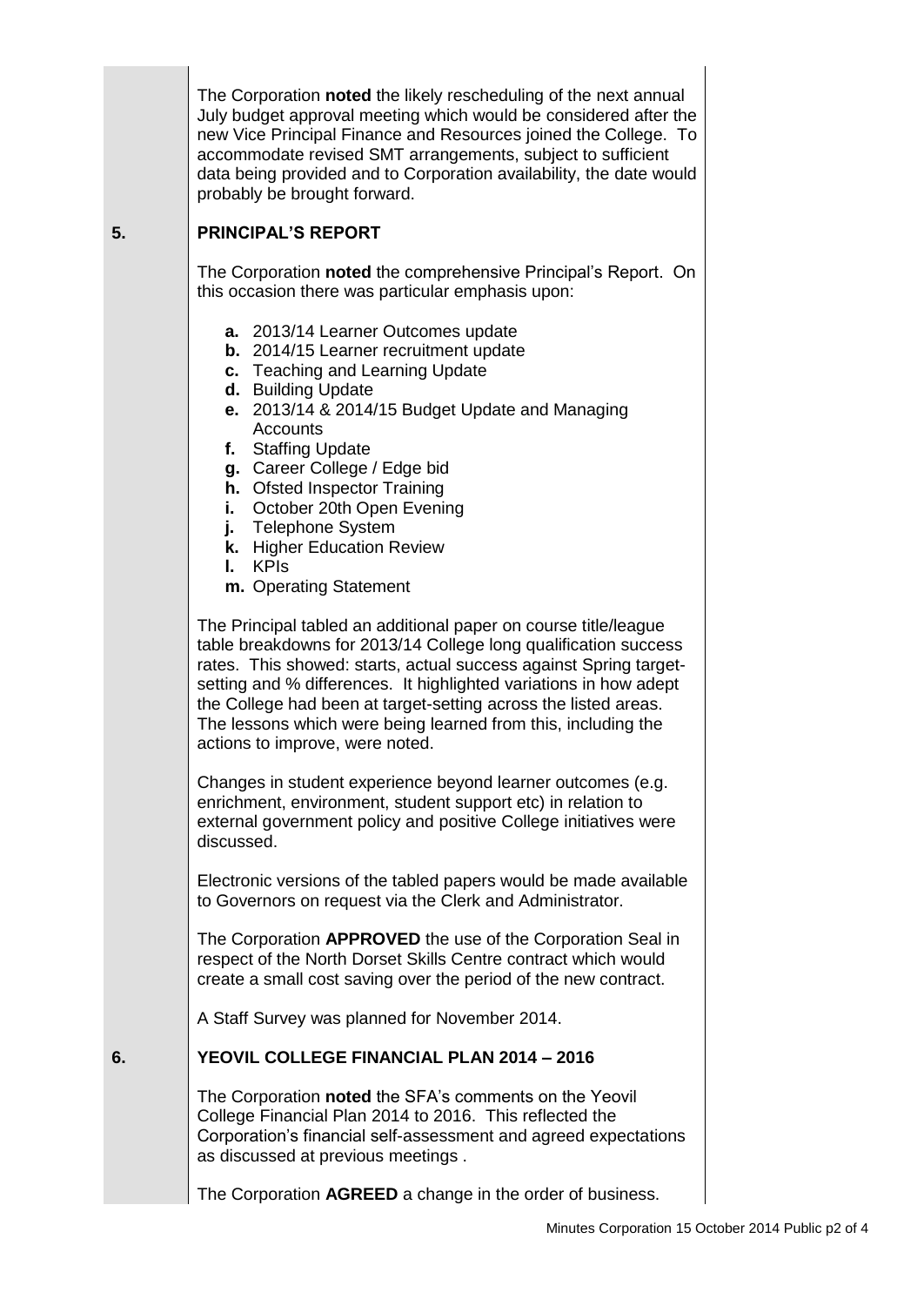The Corporation **noted** the likely rescheduling of the next annual July budget approval meeting which would be considered after the new Vice Principal Finance and Resources joined the College. To accommodate revised SMT arrangements, subject to sufficient data being provided and to Corporation availability, the date would probably be brought forward.

## 5. PRINCIPAL'S REPORT

The Corporation **noted** the comprehensive Principal's Report. On this occasion there was particular emphasis upon:

- **a.** 2013/14 Learner Outcomes update
- **b.** 2014/15 Learner recruitment update
- **c.** Teaching and Learning Update
- **d.** Building Update
- **e.** 2013/14 & 2014/15 Budget Update and Managing Accounts
- **f.** Staffing Update
- **g.** Career College / Edge bid
- **h.** Ofsted Inspector Training
- **i.** October 20th Open Evening
- **j.** Telephone System
- **k.** Higher Education Review
- **l.** KPIs
- **m.** Operating Statement

The Principal tabled an additional paper on course title/league table breakdowns for 2013/14 College long qualification success rates. This showed: starts, actual success against Spring target-setting and % differences. It highlighted variations in how adept the College had been at target-setting across the listed areas. The lessons which were being learned from this, including the actions to improve, were noted.

Changes in student experience beyond learner outcomes (e.g. enrichment, environment, student support etc) in relation to external government policy and positive College initiatives were discussed.

Electronic versions of the tabled papers would be made available to Governors on request via the Clerk and Administrator.

The Corporation **APPROVED** the use of the Corporation Seal in respect of the North Dorset Skills Centre contract which would create a small cost saving over the period of the new contract.

A Staff Survey was planned for November 2014.

## 6. YEOVIL COLLEGE FINANCIAL PLAN 2014 – 2016

The Corporation **noted** the SFA's comments on the Yeovil College Financial Plan 2014 to 2016. This reflected the Corporation's financial self-assessment and agreed expectations as discussed at previous meetings .

The Corporation **AGREED** a change in the order of business.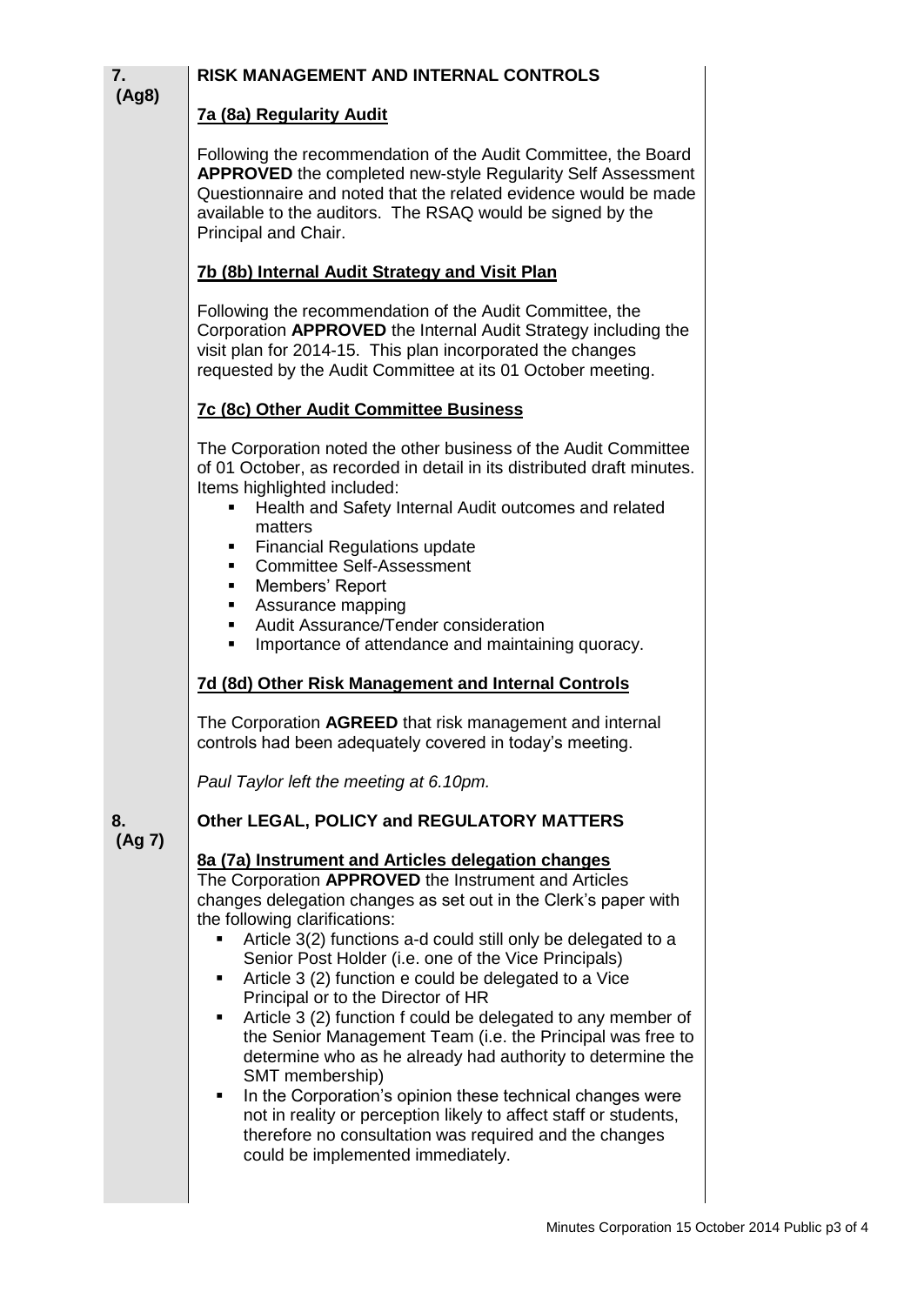## 7. (Ag8) RISK MANAGEMENT AND INTERNAL CONTROLS

### 7a (8a) Regularity Audit

Following the recommendation of the Audit Committee, the Board **APPROVED** the completed new-style Regularity Self Assessment Questionnaire and noted that the related evidence would be made available to the auditors. The RSAQ would be signed by the Principal and Chair.

### 7b (8b) Internal Audit Strategy and Visit Plan

Following the recommendation of the Audit Committee, the Corporation **APPROVED** the Internal Audit Strategy including the visit plan for 2014-15. This plan incorporated the changes requested by the Audit Committee at its 01 October meeting.

### 7c (8c) Other Audit Committee Business

The Corporation noted the other business of the Audit Committee of 01 October, as recorded in detail in its distributed draft minutes. Items highlighted included:

- Health and Safety Internal Audit outcomes and related matters
- Financial Regulations update
- Committee Self-Assessment
- Members' Report
- Assurance mapping
- Audit Assurance/Tender consideration
- Importance of attendance and maintaining quoracy.

### 7d (8d) Other Risk Management and Internal Controls

The Corporation **AGREED** that risk management and internal controls had been adequately covered in today's meeting.

*Paul Taylor left the meeting at 6.10pm.*

## 8. (Ag 7) Other LEGAL, POLICY and REGULATORY MATTERS

### 8a (7a) Instrument and Articles delegation changes

The Corporation **APPROVED** the Instrument and Articles changes delegation changes as set out in the Clerk's paper with the following clarifications:

- Article 3(2) functions a-d could still only be delegated to a Senior Post Holder (i.e. one of the Vice Principals)
- Article 3 (2) function e could be delegated to a Vice Principal or to the Director of HR
- Article 3 (2) function f could be delegated to any member of the Senior Management Team (i.e. the Principal was free to determine who as he already had authority to determine the SMT membership)
- In the Corporation's opinion these technical changes were not in reality or perception likely to affect staff or students, therefore no consultation was required and the changes could be implemented immediately.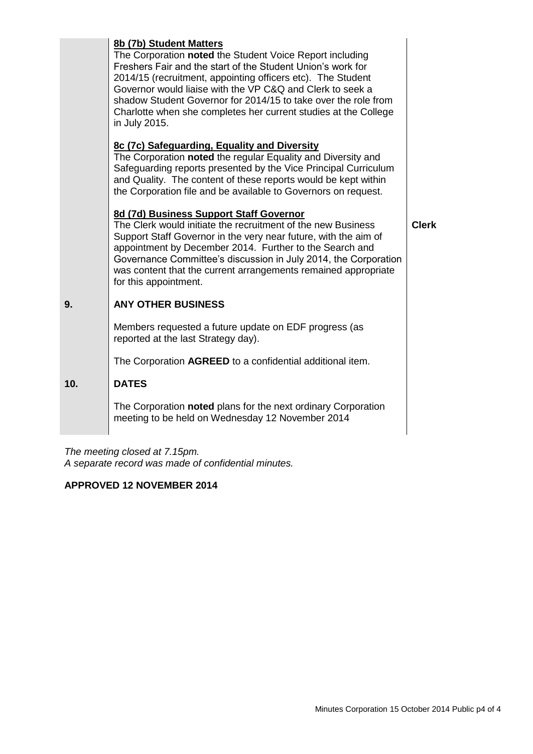| | | |
|---|---|---|
| | **8b (7b) Student Matters**<br>The Corporation **noted** the Student Voice Report including Freshers Fair and the start of the Student Union's work for 2014/15 (recruitment, appointing officers etc). The Student Governor would liaise with the VP C&Q and Clerk to seek a shadow Student Governor for 2014/15 to take over the role from Charlotte when she completes her current studies at the College in July 2015. | |
| | **8c (7c) Safeguarding, Equality and Diversity**<br>The Corporation **noted** the regular Equality and Diversity and Safeguarding reports presented by the Vice Principal Curriculum and Quality. The content of these reports would be kept within the Corporation file and be available to Governors on request. | |
| | **8d (7d) Business Support Staff Governor**<br>The Clerk would initiate the recruitment of the new Business Support Staff Governor in the very near future, with the aim of appointment by December 2014. Further to the Search and Governance Committee's discussion in July 2014, the Corporation was content that the current arrangements remained appropriate for this appointment. | **Clerk** |
| **9.** | **ANY OTHER BUSINESS** | |
| | Members requested a future update on EDF progress (as reported at the last Strategy day). | |
| | The Corporation **AGREED** to a confidential additional item. | |
| **10.** | **DATES** | |
| | The Corporation **noted** plans for the next ordinary Corporation meeting to be held on Wednesday 12 November 2014 | |

*The meeting closed at 7.15pm.*
*A separate record was made of confidential minutes.*

**APPROVED 12 NOVEMBER 2014**